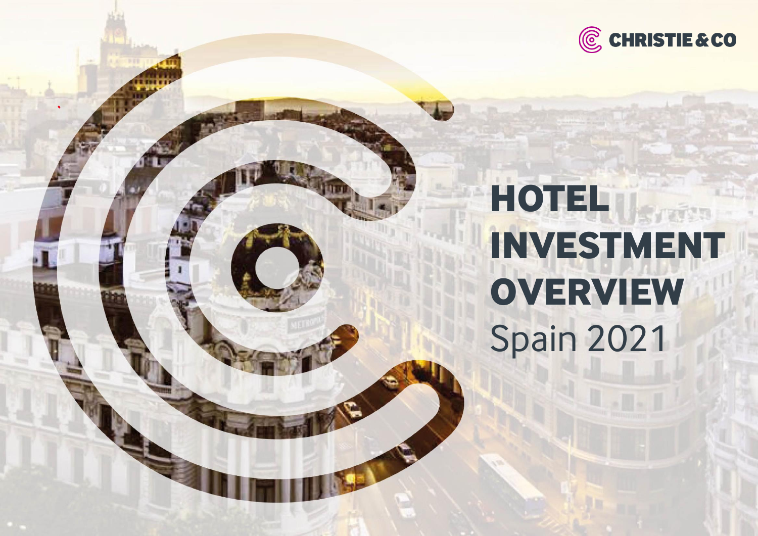CHRISTIE & CO

# HOTEL INVESTMENT OVERVIEW

Spain 2021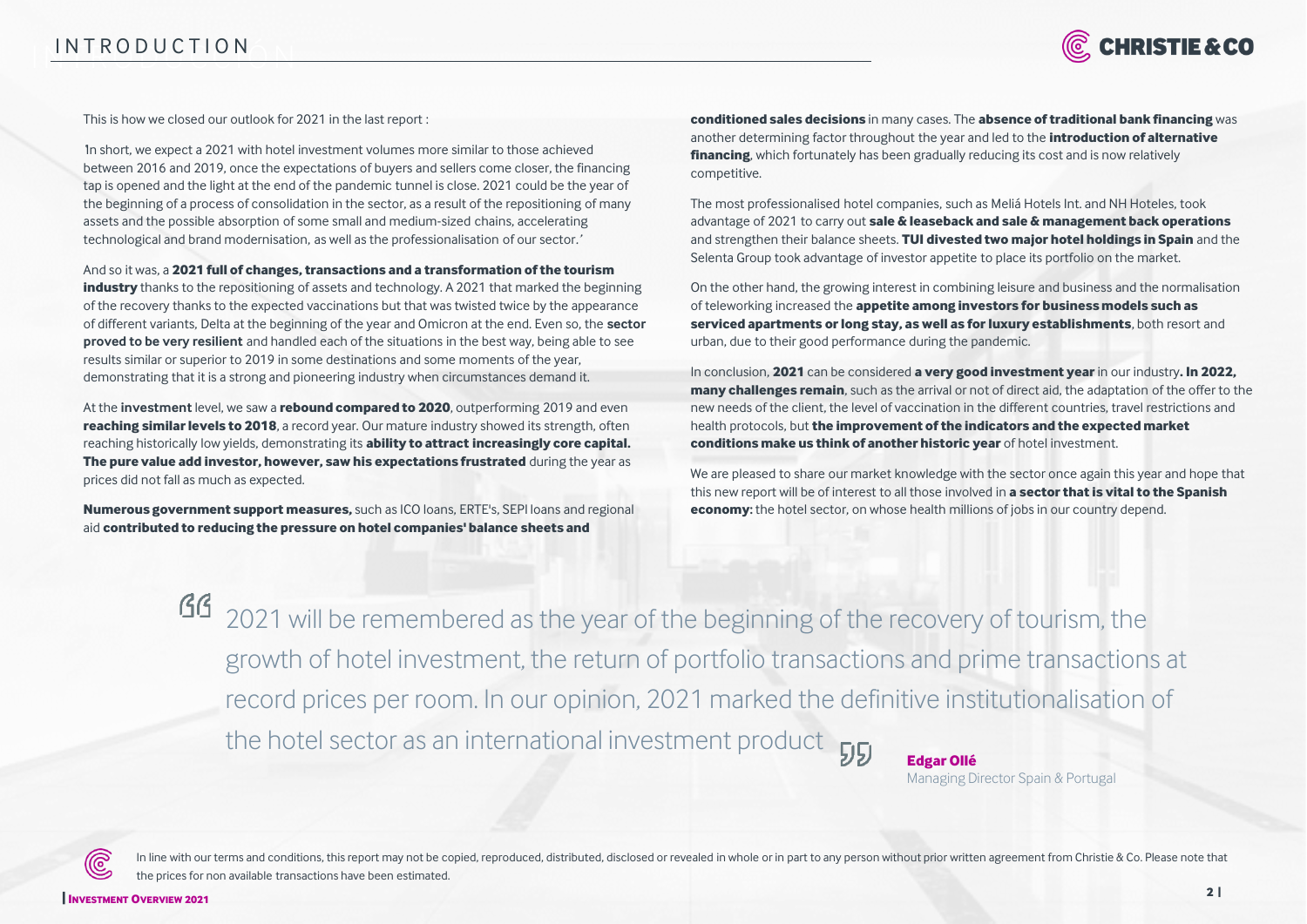# INTRODUCTION

This is how we closed our outlook for 2021 in the last report :

'In short, we expect a 2021 with hotel investment volumes more similar to those achieved between 2016 and 2019, once the expectations of buyers and sellers come closer, the financing tap is opened and the light at the end of the pandemic tunnel is close. 2021 could be the year of the beginning of a process of consolidation in the sector, as a result of the repositioning of many assets and the possible absorption of some small and medium-sized chains, accelerating technological and brand modernisation, as well as the professionalisation of our sector.'

And so it was, a **2021 full of changes, transactions and a transformation of the tourism industry** thanks to the repositioning of assets and technology. A 2021 that marked the beginning of the recovery thanks to the expected vaccinations but that was twisted twice by the appearance of different variants, Delta at the beginning of the year and Omicron at the end. Even so, the **sector proved to be very resilient** and handled each of the situations in the best way, being able to see results similar or superior to 2019 in some destinations and some moments of the year, demonstrating that it is a strong and pioneering industry when circumstances demand it.

At the **investment** level, we saw a **rebound compared to 2020**, outperforming 2019 and even **reaching similar levels to 2018**, a record year. Our mature industry showed its strength, often reaching historically low yields, demonstrating its **ability to attract increasingly core capital. The pure value add investor, however, saw his expectations frustrated** during the year as prices did not fall as much as expected.

**Numerous government support measures,** such as ICO loans, ERTE's, SEPI loans and regional aid **contributed to reducing the pressure on hotel companies' balance sheets and conditioned sales decisions** in many cases. The **absence of traditional bank financing** was another determining factor throughout the year and led to the **introduction of alternative financing**, which fortunately has been gradually reducing its cost and is now relatively competitive.

The most professionalised hotel companies, such as Meliá Hotels Int. and NH Hoteles, took advantage of 2021 to carry out **sale & leaseback and sale & management back operations** and strengthen their balance sheets. **TUI divested two major hotel holdings in Spain** and the Selenta Group took advantage of investor appetite to place its portfolio on the market.

On the other hand, the growing interest in combining leisure and business and the normalisation of teleworking increased the **appetite among investors for business models such as serviced apartments or long stay, as well as for luxury establishments**, both resort and urban, due to their good performance during the pandemic.

In conclusion, **2021** can be considered **a very good investment year** in our industry**. In 2022, many challenges remain**, such as the arrival or not of direct aid, the adaptation of the offer to the new needs of the client, the level of vaccination in the different countries, travel restrictions and health protocols, but **the improvement of the indicators and the expected market conditions make us think of another historic year** of hotel investment.

We are pleased to share our market knowledge with the sector once again this year and hope that this new report will be of interest to all those involved in **a sector that is vital to the Spanish economy:** the hotel sector, on whose health millions of jobs in our country depend.

> "2021 will be remembered as the year of the beginning of the recovery of tourism, the growth of hotel investment, the return of portfolio transactions and prime transactions at record prices per room. In our opinion, 2021 marked the definitive institutionalisation of the hotel sector as an international investment product"
>
> **Edgar Ollé**
> Managing Director Spain & Portugal

In line with our terms and conditions, this report may not be copied, reproduced, distributed, disclosed or revealed in whole or in part to any person without prior written agreement from Christie & Co. Please note that the prices for non available transactions have been estimated.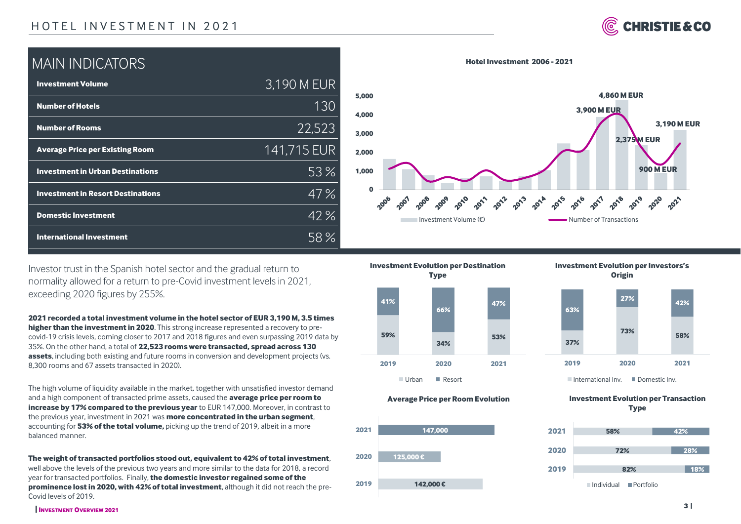# HOTEL INVESTMENT IN 2021

## MAIN INDICATORS

| Indicator | Value |
|---|---|
| **Investment Volume** | 3,190 M EUR |
| **Number of Hotels** | 130 |
| **Number of Rooms** | 22,523 |
| **Average Price per Existing Room** | 141,715 EUR |
| **Investment in Urban Destinations** | 53 % |
| **Investment in Resort Destinations** | 47 % |
| **Domestic Investment** | 42 % |
| **International Investment** | 58 % |

**Hotel Investment 2006 - 2021**

Labelled values: 2017: 3,900 M EUR; 2018: 4,860 M EUR; 2019: 2,375 M EUR; 2020: 900 M EUR; 2021: 3,190 M EUR

Investment Volume (€) — Number of Transactions

Investor trust in the Spanish hotel sector and the gradual return to normality allowed for a return to pre-Covid investment levels in 2021, exceeding 2020 figures by 255%.

**2021 recorded a total investment volume in the hotel sector of EUR 3,190 M, 3.5 times higher than the investment in 2020**. This strong increase represented a recovery to pre-covid-19 crisis levels, coming closer to 2017 and 2018 figures and even surpassing 2019 data by 35%. On the other hand, a total of **22,523 rooms were transacted, spread across 130 assets**, including both existing and future rooms in conversion and development projects (vs. 8,300 rooms and 67 assets transacted in 2020).

The high volume of liquidity available in the market, together with unsatisfied investor demand and a high component of transacted prime assets, caused the **average price per room to increase by 17% compared to the previous year** to EUR 147,000. Moreover, in contrast to the previous year, investment in 2021 was **more concentrated in the urban segment**, accounting for **53% of the total volume,** picking up the trend of 2019, albeit in a more balanced manner.

**The weight of transacted portfolios stood out, equivalent to 42% of total investment**, well above the levels of the previous two years and more similar to the data for 2018, a record year for transacted portfolios. Finally, **the domestic investor regained some of the prominence lost in 2020, with 42% of total investment**, although it did not reach the pre-Covid levels of 2019.

**Investment Evolution per Destination Type**

| | 2019 | 2020 | 2021 |
|---|---|---|---|
| Urban | 59% | 34% | 53% |
| Resort | 41% | 66% | 47% |

**Investment Evolution per Investors's Origin**

| | 2019 | 2020 | 2021 |
|---|---|---|---|
| International Inv. | 37% | 73% | 58% |
| Domestic Inv. | 63% | 27% | 42% |

**Average Price per Room Evolution**

| Year | Average Price per Room |
|---|---|
| 2021 | 147,000 |
| 2020 | 125,000 € |
| 2019 | 142,000 € |

**Investment Evolution per Transaction Type**

| Year | Individual | Portfolio |
|---|---|---|
| 2021 | 58% | 42% |
| 2020 | 72% | 28% |
| 2019 | 82% | 18% |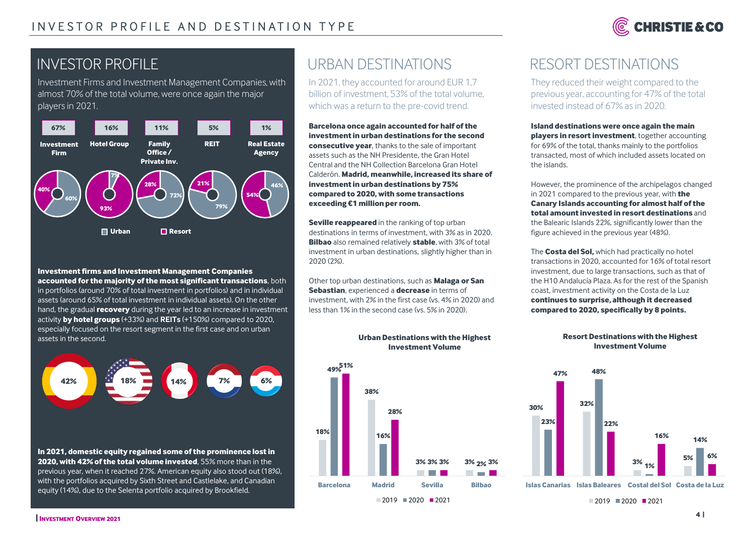# INVESTOR PROFILE AND DESTINATION TYPE

## INVESTOR PROFILE

Investment Firms and Investment Management Companies, with almost 70% of the total volume, were once again the major players in 2021.

| | Investment Firm | Hotel Group | Family Office / Private Inv. | REIT | Real Estate Agency |
|---|---|---|---|---|---|
| Share of total | 67% | 16% | 11% | 5% | 1% |
| Urban | 60% | 7% | 72% | 79% | 46% |
| Resort | 40% | 93% | 28% | 21% | 54% |

**Investment firms and Investment Management Companies accounted for the majority of the most significant transactions**, both in portfolios (around 70% of total investment in portfolios) and in individual assets (around 65% of total investment in individual assets). On the other hand, the gradual **recovery** during the year led to an increase in investment activity **by hotel groups** (+33%) and **REITs** (+150%) compared to 2020, especially focused on the resort segment in the first case and on urban assets in the second.

42% · 18% · 14% · 7% · 6%

**In 2021, domestic equity regained some of the prominence lost in 2020, with 42% of the total volume invested**, 55% more than in the previous year, when it reached 27%. American equity also stood out (18%), with the portfolios acquired by Sixth Street and Castlelake, and Canadian equity (14%), due to the Selenta portfolio acquired by Brookfield.

## URBAN DESTINATIONS

In 2021, they accounted for around EUR 1,7 billion of investment, 53% of the total volume, which was a return to the pre-covid trend.

**Barcelona once again accounted for half of the investment in urban destinations for the second consecutive year**, thanks to the sale of important assets such as the NH Presidente, the Gran Hotel Central and the NH Collection Barcelona Gran Hotel Calderón. **Madrid, meanwhile, increased its share of investment in urban destinations by 75% compared to 2020, with some transactions exceeding €1 million per room.**

**Seville reappeared** in the ranking of top urban destinations in terms of investment, with 3% as in 2020. **Bilbao** also remained relatively **stable**, with 3% of total investment in urban destinations, slightly higher than in 2020 (2%).

Other top urban destinations, such as **Malaga or San Sebastian**, experienced a **decrease** in terms of investment, with 2% in the first case (vs. 4% in 2020) and less than 1% in the second case (vs. 5% in 2020).

**Urban Destinations with the Highest Investment Volume**

| | 2019 | 2020 | 2021 |
|---|---|---|---|
| Barcelona | 18% | 49% | 51% |
| Madrid | 38% | 16% | 28% |
| Sevilla | 3% | 3% | 3% |
| Bilbao | 3% | 2% | 3% |

## RESORT DESTINATIONS

They reduced their weight compared to the previous year, accounting for 47% of the total invested instead of 67% as in 2020.

**Island destinations were once again the main players in resort investment**, together accounting for 69% of the total, thanks mainly to the portfolios transacted, most of which included assets located on the islands.

However, the prominence of the archipelagos changed in 2021 compared to the previous year, with **the Canary Islands accounting for almost half of the total amount invested in resort destinations** and the Balearic Islands 22%, significantly lower than the figure achieved in the previous year (48%).

The **Costa del Sol,** which had practically no hotel transactions in 2020, accounted for 16% of total resort investment, due to large transactions, such as that of the H10 Andalucía Plaza. As for the rest of the Spanish coast, investment activity on the Costa de la Luz **continues to surprise, although it decreased compared to 2020, specifically by 8 points.**

**Resort Destinations with the Highest Investment Volume**

| | 2019 | 2020 | 2021 |
|---|---|---|---|
| Islas Canarias | 30% | 23% | 47% |
| Islas Baleares | 32% | 48% | 22% |
| Costal del Sol | 3% | 1% | 16% |
| Costa de la Luz | 5% | 14% | 6% |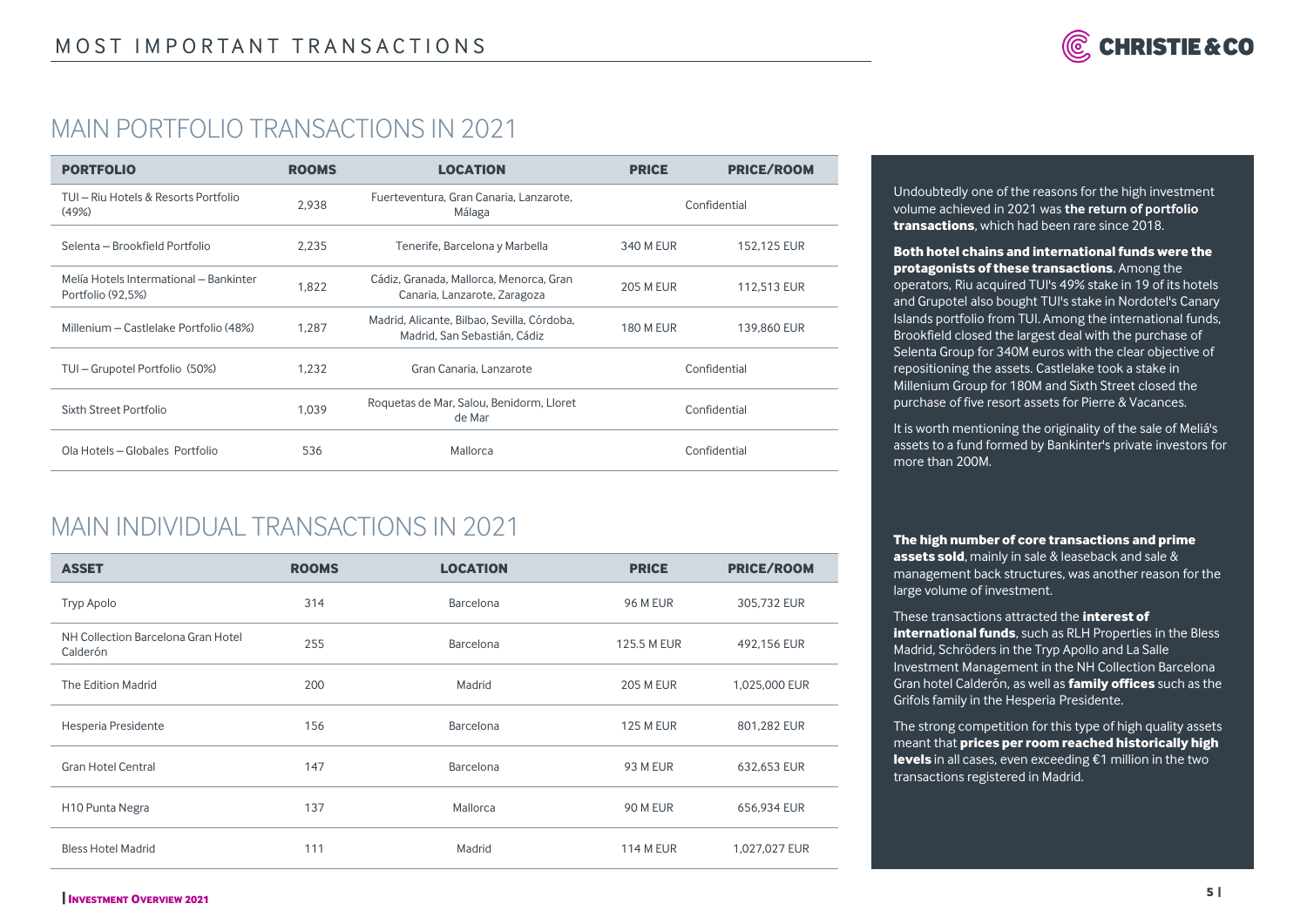# MOST IMPORTANT TRANSACTIONS

## MAIN PORTFOLIO TRANSACTIONS IN 2021

| PORTFOLIO | ROOMS | LOCATION | PRICE | PRICE/ROOM |
|---|---|---|---|---|
| TUI – Riu Hotels & Resorts Portfolio (49%) | 2,938 | Fuerteventura, Gran Canaria, Lanzarote, Málaga | Confidential | |
| Selenta – Brookfield Portfolio | 2,235 | Tenerife, Barcelona y Marbella | 340 M EUR | 152,125 EUR |
| Melía Hotels International – Bankinter Portfolio (92,5%) | 1,822 | Cádiz, Granada, Mallorca, Menorca, Gran Canaria, Lanzarote, Zaragoza | 205 M EUR | 112,513 EUR |
| Millenium – Castlelake Portfolio (48%) | 1,287 | Madrid, Alicante, Bilbao, Sevilla, Córdoba, Madrid, San Sebastián, Cádiz | 180 M EUR | 139,860 EUR |
| TUI – Grupotel Portfolio (50%) | 1,232 | Gran Canaria, Lanzarote | Confidential | |
| Sixth Street Portfolio | 1,039 | Roquetas de Mar, Salou, Benidorm, Lloret de Mar | Confidential | |
| Ola Hotels – Globales Portfolio | 536 | Mallorca | Confidential | |

## MAIN INDIVIDUAL TRANSACTIONS IN 2021

| ASSET | ROOMS | LOCATION | PRICE | PRICE/ROOM |
|---|---|---|---|---|
| Tryp Apolo | 314 | Barcelona | 96 M EUR | 305,732 EUR |
| NH Collection Barcelona Gran Hotel Calderón | 255 | Barcelona | 125.5 M EUR | 492,156 EUR |
| The Edition Madrid | 200 | Madrid | 205 M EUR | 1,025,000 EUR |
| Hesperia Presidente | 156 | Barcelona | 125 M EUR | 801,282 EUR |
| Gran Hotel Central | 147 | Barcelona | 93 M EUR | 632,653 EUR |
| H10 Punta Negra | 137 | Mallorca | 90 M EUR | 656,934 EUR |
| Bless Hotel Madrid | 111 | Madrid | 114 M EUR | 1,027,027 EUR |

Undoubtedly one of the reasons for the high investment volume achieved in 2021 was **the return of portfolio transactions**, which had been rare since 2018.

**Both hotel chains and international funds were the protagonists of these transactions**. Among the operators, Riu acquired TUI's 49% stake in 19 of its hotels and Grupotel also bought TUI's stake in Nordotel's Canary Islands portfolio from TUI. Among the international funds, Brookfield closed the largest deal with the purchase of Selenta Group for 340M euros with the clear objective of repositioning the assets. Castlelake took a stake in Millenium Group for 180M and Sixth Street closed the purchase of five resort assets for Pierre & Vacances.

It is worth mentioning the originality of the sale of Meliá's assets to a fund formed by Bankinter's private investors for more than 200M.

**The high number of core transactions and prime assets sold**, mainly in sale & leaseback and sale & management back structures, was another reason for the large volume of investment.

These transactions attracted the **interest of international funds**, such as RLH Properties in the Bless Madrid, Schröders in the Tryp Apollo and La Salle Investment Management in the NH Collection Barcelona Gran hotel Calderón, as well as **family offices** such as the Grifols family in the Hesperia Presidente.

The strong competition for this type of high quality assets meant that **prices per room reached historically high levels** in all cases, even exceeding €1 million in the two transactions registered in Madrid.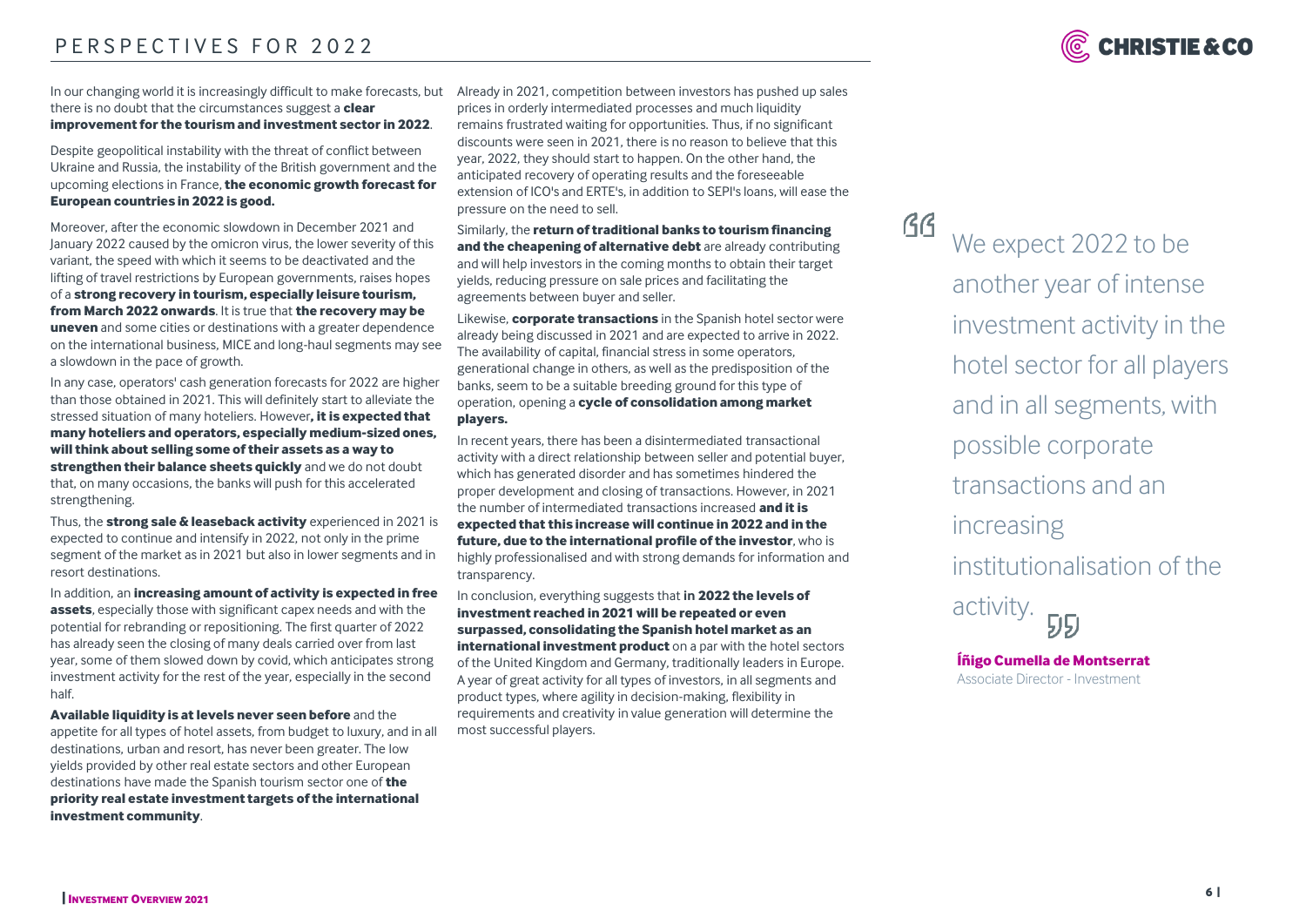# PERSPECTIVES FOR 2022

In our changing world it is increasingly difficult to make forecasts, but there is no doubt that the circumstances suggest a **clear improvement for the tourism and investment sector in 2022**.

Despite geopolitical instability with the threat of conflict between Ukraine and Russia, the instability of the British government and the upcoming elections in France, **the economic growth forecast for European countries in 2022 is good.**

Moreover, after the economic slowdown in December 2021 and January 2022 caused by the omicron virus, the lower severity of this variant, the speed with which it seems to be deactivated and the lifting of travel restrictions by European governments, raises hopes of a **strong recovery in tourism, especially leisure tourism, from March 2022 onwards**. It is true that **the recovery may be uneven** and some cities or destinations with a greater dependence on the international business, MICE and long-haul segments may see a slowdown in the pace of growth.

In any case, operators' cash generation forecasts for 2022 are higher than those obtained in 2021. This will definitely start to alleviate the stressed situation of many hoteliers. However**, it is expected that many hoteliers and operators, especially medium-sized ones, will think about selling some of their assets as a way to strengthen their balance sheets quickly** and we do not doubt that, on many occasions, the banks will push for this accelerated strengthening.

Thus, the **strong sale & leaseback activity** experienced in 2021 is expected to continue and intensify in 2022, not only in the prime segment of the market as in 2021 but also in lower segments and in resort destinations.

In addition, an **increasing amount of activity is expected in free assets**, especially those with significant capex needs and with the potential for rebranding or repositioning. The first quarter of 2022 has already seen the closing of many deals carried over from last year, some of them slowed down by covid, which anticipates strong investment activity for the rest of the year, especially in the second half.

**Available liquidity is at levels never seen before** and the appetite for all types of hotel assets, from budget to luxury, and in all destinations, urban and resort, has never been greater. The low yields provided by other real estate sectors and other European destinations have made the Spanish tourism sector one of **the priority real estate investment targets of the international investment community**.

Already in 2021, competition between investors has pushed up sales prices in orderly intermediated processes and much liquidity remains frustrated waiting for opportunities. Thus, if no significant discounts were seen in 2021, there is no reason to believe that this year, 2022, they should start to happen. On the other hand, the anticipated recovery of operating results and the foreseeable extension of ICO's and ERTE's, in addition to SEPI's loans, will ease the pressure on the need to sell.

Similarly, the **return of traditional banks to tourism financing and the cheapening of alternative debt** are already contributing and will help investors in the coming months to obtain their target yields, reducing pressure on sale prices and facilitating the agreements between buyer and seller.

Likewise, **corporate transactions** in the Spanish hotel sector were already being discussed in 2021 and are expected to arrive in 2022. The availability of capital, financial stress in some operators, generational change in others, as well as the predisposition of the banks, seem to be a suitable breeding ground for this type of operation, opening a **cycle of consolidation among market players.**

In recent years, there has been a disintermediated transactional activity with a direct relationship between seller and potential buyer, which has generated disorder and has sometimes hindered the proper development and closing of transactions. However, in 2021 the number of intermediated transactions increased **and it is expected that this increase will continue in 2022 and in the future, due to the international profile of the investor**, who is highly professionalised and with strong demands for information and transparency.

In conclusion, everything suggests that **in 2022 the levels of investment reached in 2021 will be repeated or even surpassed, consolidating the Spanish hotel market as an international investment product** on a par with the hotel sectors of the United Kingdom and Germany, traditionally leaders in Europe. A year of great activity for all types of investors, in all segments and product types, where agility in decision-making, flexibility in requirements and creativity in value generation will determine the most successful players.

> "We expect 2022 to be another year of intense investment activity in the hotel sector for all players and in all segments, with possible corporate transactions and an increasing institutionalisation of the activity."
>
> **Íñigo Cumella de Montserrat**
> Associate Director - Investment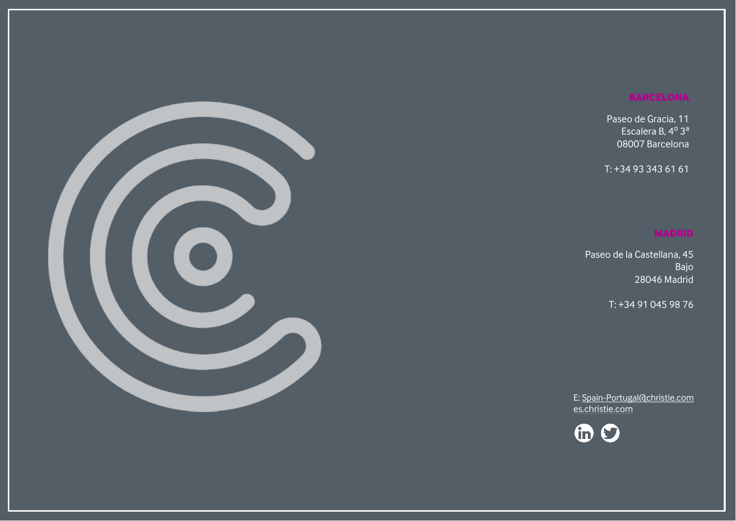## BARCELONA

Paseo de Gracia, 11
Escalera B, 4º 3ª
08007 Barcelona

T: +34 93 343 61 61

## MADRID

Paseo de la Castellana, 45
Bajo
28046 Madrid

T: +34 91 045 98 76

E: Spain-Portugal@christie.com
es.christie.com